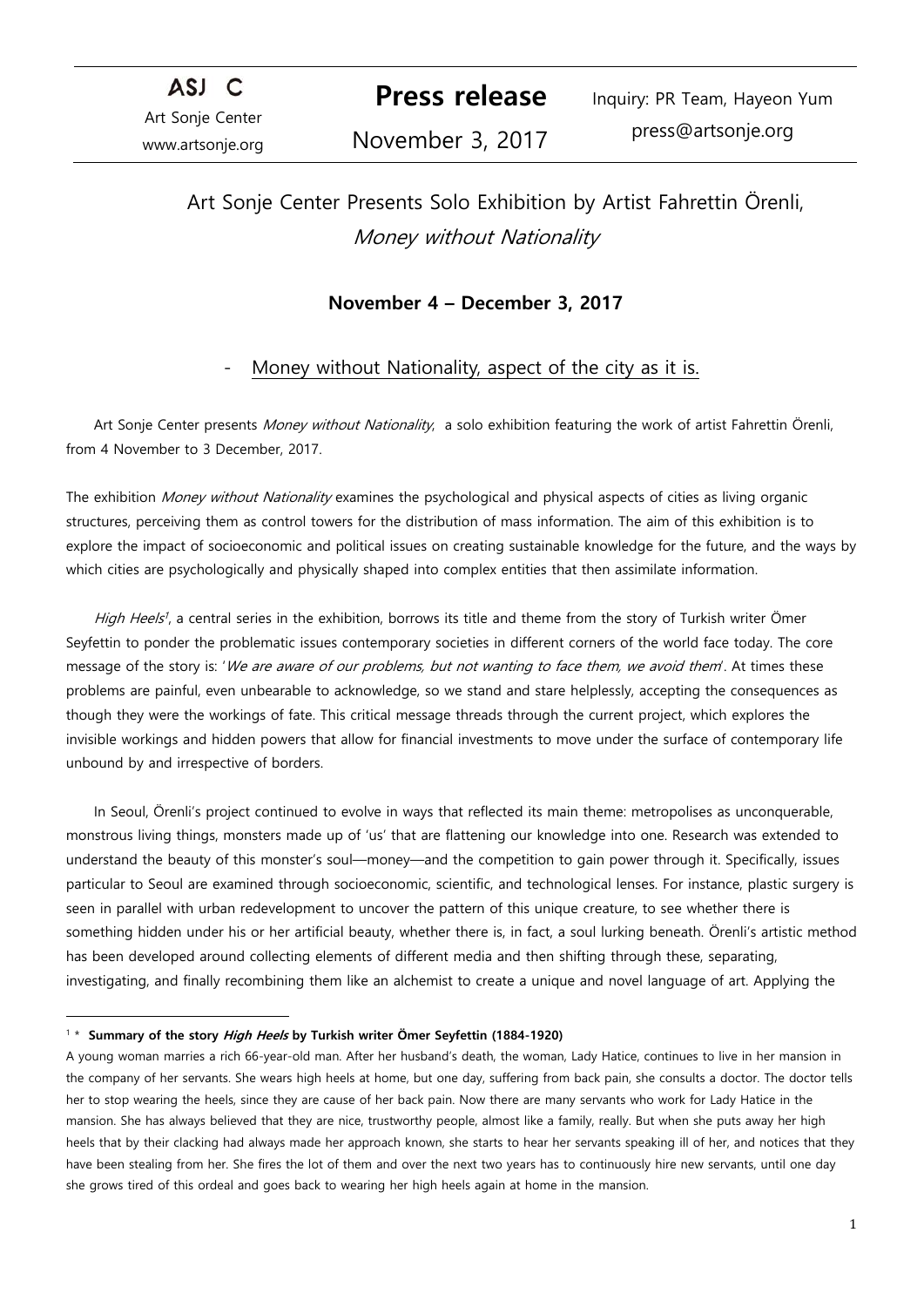ASJ C
Art Sonje Center
www.artsonje.org

**Press release**
November 3, 2017

Inquiry: PR Team, Hayeon Yum
press@artsonje.org

# Art Sonje Center Presents Solo Exhibition by Artist Fahrettin Örenli, *Money without Nationality*

**November 4 – December 3, 2017**

- Money without Nationality, aspect of the city as it is.

Art Sonje Center presents *Money without Nationality*, a solo exhibition featuring the work of artist Fahrettin Örenli, from 4 November to 3 December, 2017.

The exhibition *Money without Nationality* examines the psychological and physical aspects of cities as living organic structures, perceiving them as control towers for the distribution of mass information. The aim of this exhibition is to explore the impact of socioeconomic and political issues on creating sustainable knowledge for the future, and the ways by which cities are psychologically and physically shaped into complex entities that then assimilate information.

*High Heels*[1], a central series in the exhibition, borrows its title and theme from the story of Turkish writer Ömer Seyfettin to ponder the problematic issues contemporary societies in different corners of the world face today. The core message of the story is: '*We are aware of our problems, but not wanting to face them, we avoid them*'. At times these problems are painful, even unbearable to acknowledge, so we stand and stare helplessly, accepting the consequences as though they were the workings of fate. This critical message threads through the current project, which explores the invisible workings and hidden powers that allow for financial investments to move under the surface of contemporary life unbound by and irrespective of borders.

In Seoul, Örenli's project continued to evolve in ways that reflected its main theme: metropolises as unconquerable, monstrous living things, monsters made up of 'us' that are flattening our knowledge into one. Research was extended to understand the beauty of this monster's soul—money—and the competition to gain power through it. Specifically, issues particular to Seoul are examined through socioeconomic, scientific, and technological lenses. For instance, plastic surgery is seen in parallel with urban redevelopment to uncover the pattern of this unique creature, to see whether there is something hidden under his or her artificial beauty, whether there is, in fact, a soul lurking beneath. Örenli's artistic method has been developed around collecting elements of different media and then shifting through these, separating, investigating, and finally recombining them like an alchemist to create a unique and novel language of art. Applying the

---

[1] * **Summary of the story *High Heels* by Turkish writer Ömer Seyfettin (1884-1920)**

A young woman marries a rich 66-year-old man. After her husband's death, the woman, Lady Hatice, continues to live in her mansion in the company of her servants. She wears high heels at home, but one day, suffering from back pain, she consults a doctor. The doctor tells her to stop wearing the heels, since they are cause of her back pain. Now there are many servants who work for Lady Hatice in the mansion. She has always believed that they are nice, trustworthy people, almost like a family, really. But when she puts away her high heels that by their clacking had always made her approach known, she starts to hear her servants speaking ill of her, and notices that they have been stealing from her. She fires the lot of them and over the next two years has to continuously hire new servants, until one day she grows tired of this ordeal and goes back to wearing her high heels again at home in the mansion.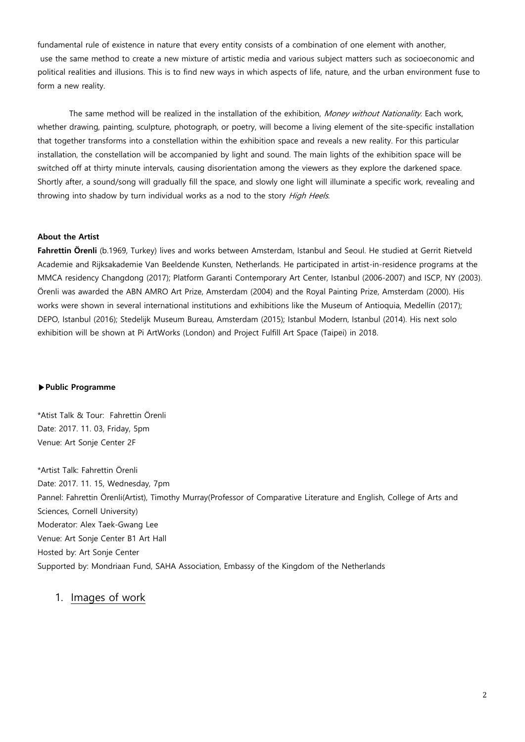fundamental rule of existence in nature that every entity consists of a combination of one element with another, use the same method to create a new mixture of artistic media and various subject matters such as socioeconomic and political realities and illusions. This is to find new ways in which aspects of life, nature, and the urban environment fuse to form a new reality.

The same method will be realized in the installation of the exhibition, *Money without Nationality*. Each work, whether drawing, painting, sculpture, photograph, or poetry, will become a living element of the site-specific installation that together transforms into a constellation within the exhibition space and reveals a new reality. For this particular installation, the constellation will be accompanied by light and sound. The main lights of the exhibition space will be switched off at thirty minute intervals, causing disorientation among the viewers as they explore the darkened space. Shortly after, a sound/song will gradually fill the space, and slowly one light will illuminate a specific work, revealing and throwing into shadow by turn individual works as a nod to the story *High Heels*.

**About the Artist**

**Fahrettin Örenli** (b.1969, Turkey) lives and works between Amsterdam, Istanbul and Seoul. He studied at Gerrit Rietveld Academie and Rijksakademie Van Beeldende Kunsten, Netherlands. He participated in artist-in-residence programs at the MMCA residency Changdong (2017); Platform Garanti Contemporary Art Center, Istanbul (2006-2007) and ISCP, NY (2003). Örenli was awarded the ABN AMRO Art Prize, Amsterdam (2004) and the Royal Painting Prize, Amsterdam (2000). His works were shown in several international institutions and exhibitions like the Museum of Antioquia, Medellín (2017); DEPO, Istanbul (2016); Stedelijk Museum Bureau, Amsterdam (2015); Istanbul Modern, Istanbul (2014). His next solo exhibition will be shown at Pi ArtWorks (London) and Project Fulfill Art Space (Taipei) in 2018.

**▶Public Programme**

*Atist Talk & Tour: Fahrettin Örenli
Date: 2017. 11. 03, Friday, 5pm
Venue: Art Sonje Center 2F

*Artist Talk: Fahrettin Örenli
Date: 2017. 11. 15, Wednesday, 7pm
Pannel: Fahrettin Örenli(Artist), Timothy Murray(Professor of Comparative Literature and English, College of Arts and Sciences, Cornell University)
Moderator: Alex Taek-Gwang Lee
Venue: Art Sonje Center B1 Art Hall
Hosted by: Art Sonje Center
Supported by: Mondriaan Fund, SAHA Association, Embassy of the Kingdom of the Netherlands

## 1. Images of work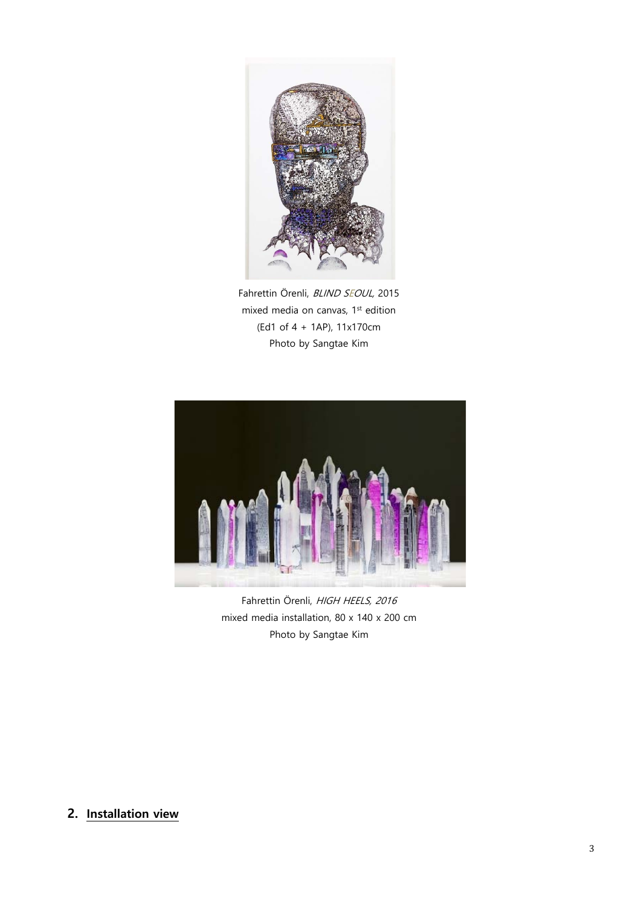Fahrettin Örenli, *BLIND SEOUL,* 2015
mixed media on canvas, 1st edition
(Ed1 of 4 + 1AP), 11x170cm
Photo by Sangtae Kim

Fahrettin Örenli, *HIGH HEELS, 2016*
mixed media installation, 80 x 140 x 200 cm
Photo by Sangtae Kim

## 2. Installation view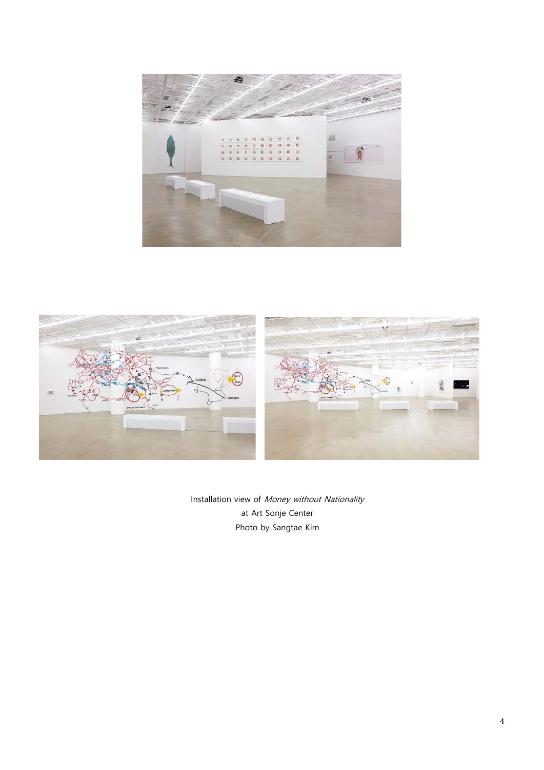Installation view of *Money without Nationality*
at Art Sonje Center
Photo by Sangtae Kim